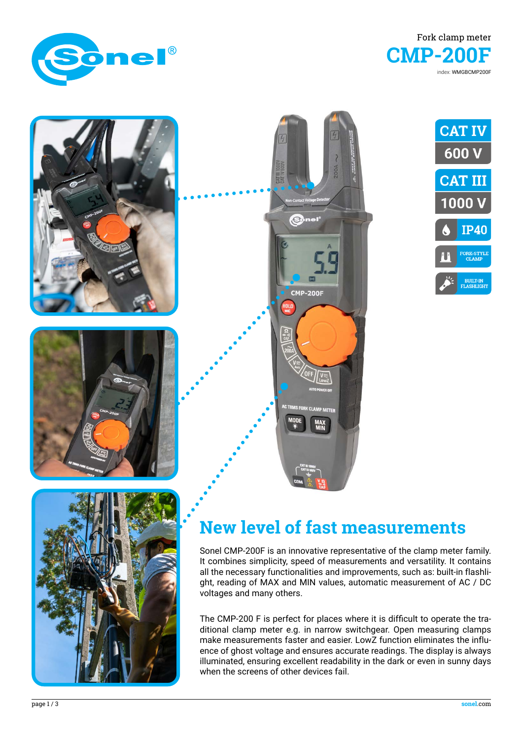Fork clamp meter

# CMP-200F

index: WMGBCMP200F

CAT IV

600 V

CAT III

1000 V

IP40

FORK-STYLE CLAMP

BUILT-IN FLASHLIGHT

## New level of fast measurements

Sonel CMP-200F is an innovative representative of the clamp meter family. It combines simplicity, speed of measurements and versatility. It contains all the necessary functionalities and improvements, such as: built-in flashlight, reading of MAX and MIN values, automatic measurement of AC / DC voltages and many others.

The CMP-200 F is perfect for places where it is difficult to operate the traditional clamp meter e.g. in narrow switchgear. Open measuring clamps make measurements faster and easier. LowZ function eliminates the influence of ghost voltage and ensures accurate readings. The display is always illuminated, ensuring excellent readability in the dark or even in sunny days when the screens of other devices fail.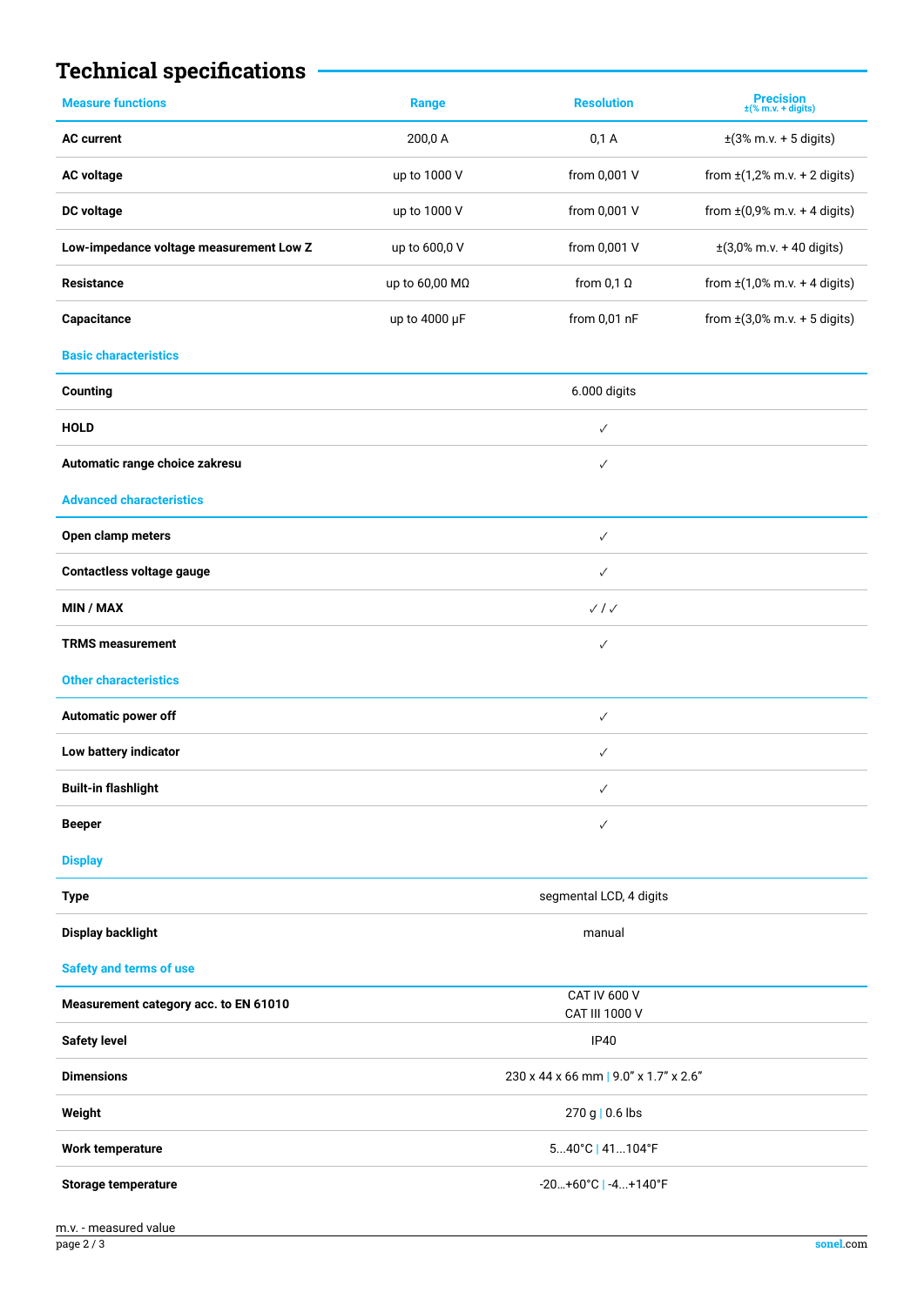## Technical specifications

| Measure functions | Range | Resolution | Precision ±(% m.v. + digits) |
|---|---|---|---|
| **AC current** | 200,0 A | 0,1 A | ±(3% m.v. + 5 digits) |
| **AC voltage** | up to 1000 V | from 0,001 V | from ±(1,2% m.v. + 2 digits) |
| **DC voltage** | up to 1000 V | from 0,001 V | from ±(0,9% m.v. + 4 digits) |
| **Low-impedance voltage measurement Low Z** | up to 600,0 V | from 0,001 V | ±(3,0% m.v. + 40 digits) |
| **Resistance** | up to 60,00 MΩ | from 0,1 Ω | from ±(1,0% m.v. + 4 digits) |
| **Capacitance** | up to 4000 μF | from 0,01 nF | from ±(3,0% m.v. + 5 digits) |

### Basic characteristics

| | |
|---|---|
| **Counting** | 6.000 digits |
| **HOLD** | ✓ |
| **Automatic range choice zakresu** | ✓ |

### Advanced characteristics

| | |
|---|---|
| **Open clamp meters** | ✓ |
| **Contactless voltage gauge** | ✓ |
| **MIN / MAX** | ✓ / ✓ |
| **TRMS measurement** | ✓ |

### Other characteristics

| | |
|---|---|
| **Automatic power off** | ✓ |
| **Low battery indicator** | ✓ |
| **Built-in flashlight** | ✓ |
| **Beeper** | ✓ |

### Display

| | |
|---|---|
| **Type** | segmental LCD, 4 digits |
| **Display backlight** | manual |

### Safety and terms of use

| | |
|---|---|
| **Measurement category acc. to EN 61010** | CAT IV 600 V<br>CAT III 1000 V |
| **Safety level** | IP40 |
| **Dimensions** | 230 x 44 x 66 mm \| 9.0" x 1.7" x 2.6" |
| **Weight** | 270 g \| 0.6 lbs |
| **Work temperature** | 5...40°C \| 41...104°F |
| **Storage temperature** | -20…+60°C \| -4...+140°F |

m.v. - measured value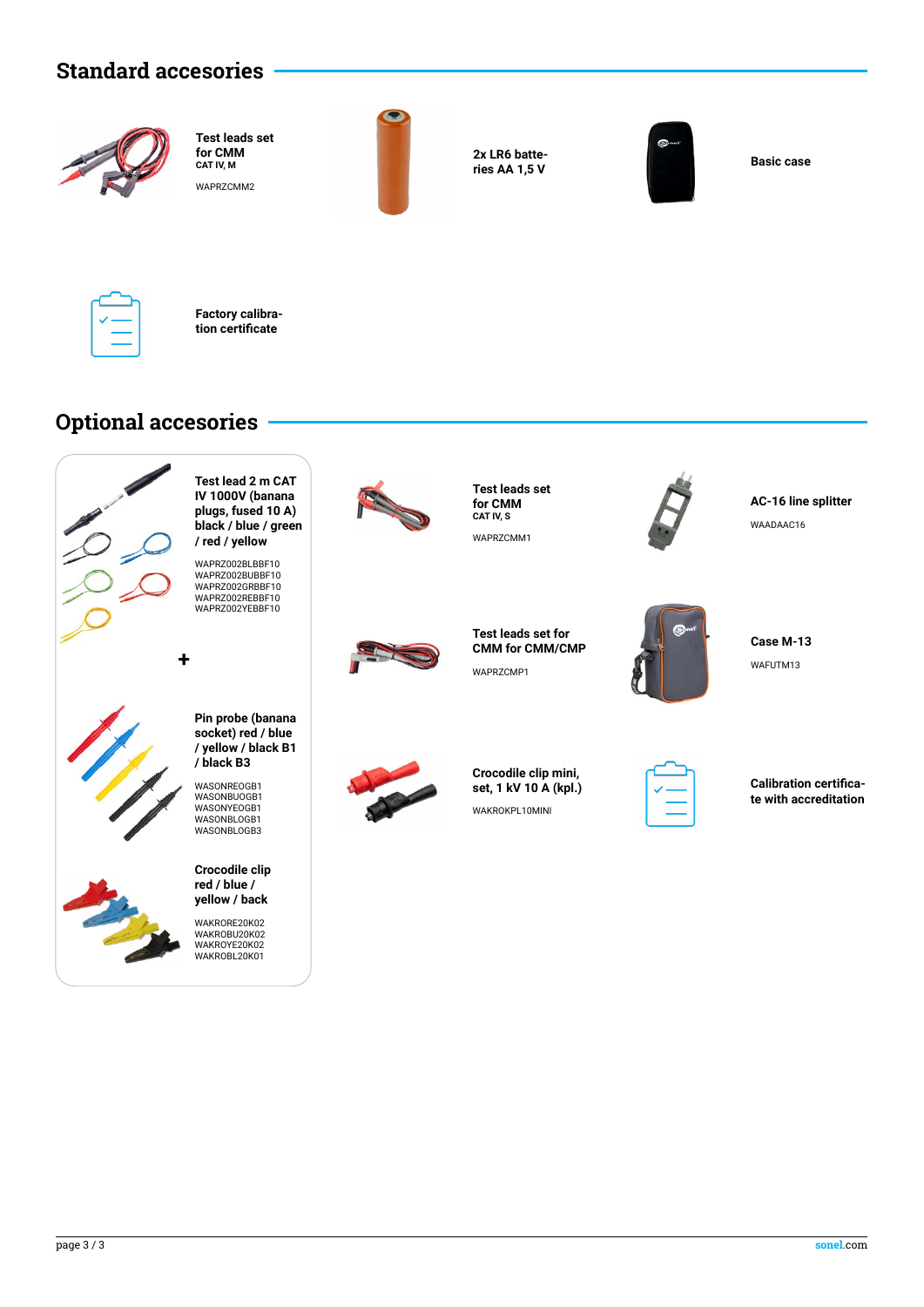## Standard accesories

**Test leads set for CMM**
**CAT IV, M**

WAPRZCMM2

**2x LR6 batteries AA 1,5 V**

**Basic case**

**Factory calibration certificate**

## Optional accesories

**Test lead 2 m CAT IV 1000V (banana plugs, fused 10 A) black / blue / green / red / yellow**

WAPRZ002BLBBF10
WAPRZ002BUBBF10
WAPRZ002GRBBF10
WAPRZ002REBBF10
WAPRZ002YEBBF10

+

**Pin probe (banana socket) red / blue / yellow / black B1 / black B3**

WASONREOGB1
WASONBUOGB1
WASONYEOGB1
WASONBLOGB1
WASONBLOGB3

**Crocodile clip red / blue / yellow / back**

WAKRORE20K02
WAKROBU20K02
WAKROYE20K02
WAKROBL20K01

**Test leads set for CMM**
**CAT IV, S**

WAPRZCMM1

**AC-16 line splitter**

WAADAAC16

**Test leads set for CMM for CMM/CMP**

WAPRZCMP1

**Case M-13**

WAFUTM13

**Crocodile clip mini, set, 1 kV 10 A (kpl.)**

WAKROKPL10MINI

**Calibration certificate with accreditation**